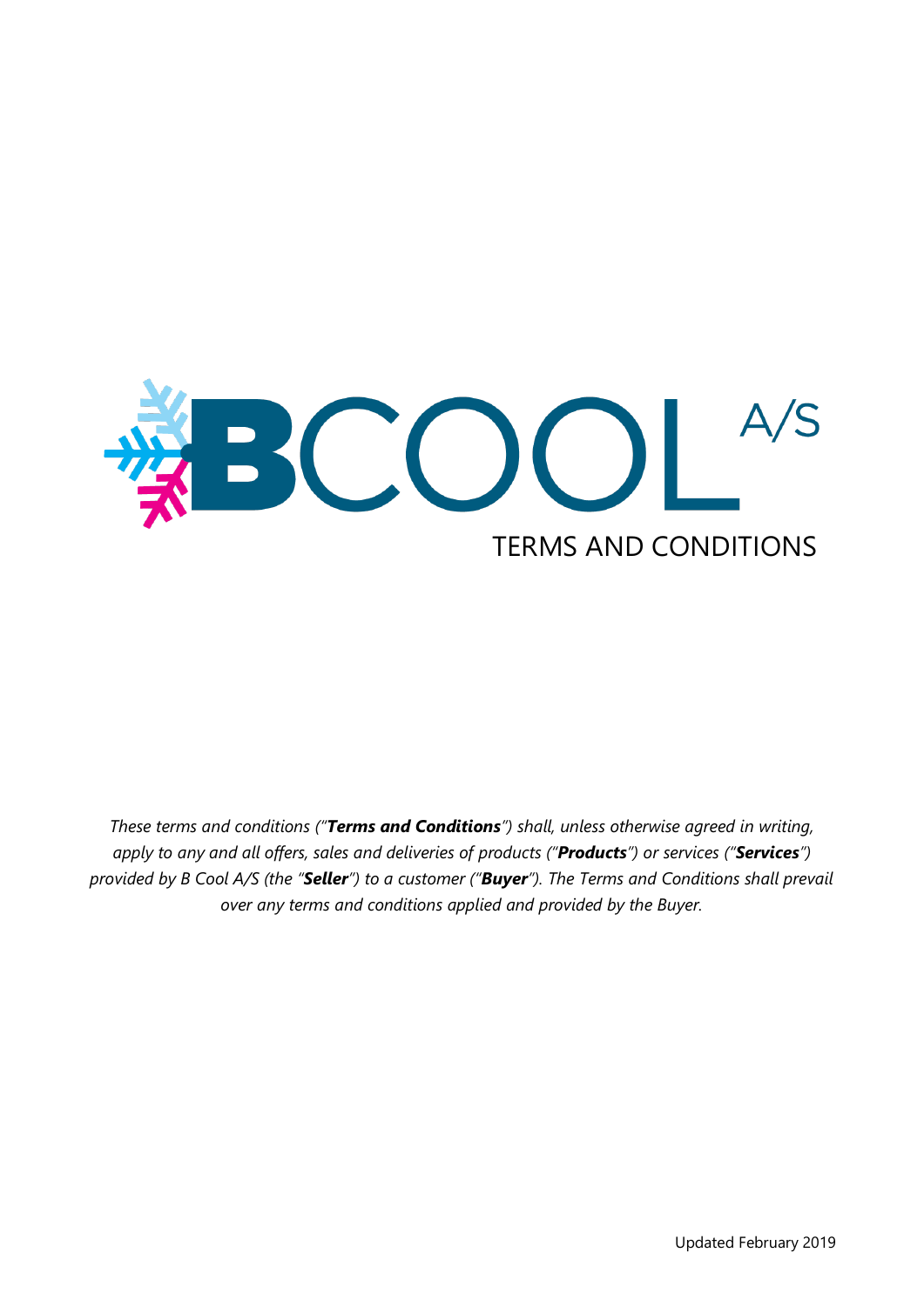# BCOOL A/S

## TERMS AND CONDITIONS

*These terms and conditions ("**Terms and Conditions**") shall, unless otherwise agreed in writing, apply to any and all offers, sales and deliveries of products ("**Products**") or services ("**Services**") provided by B Cool A/S (the "**Seller**") to a customer ("**Buyer**"). The Terms and Conditions shall prevail over any terms and conditions applied and provided by the Buyer.*

Updated February 2019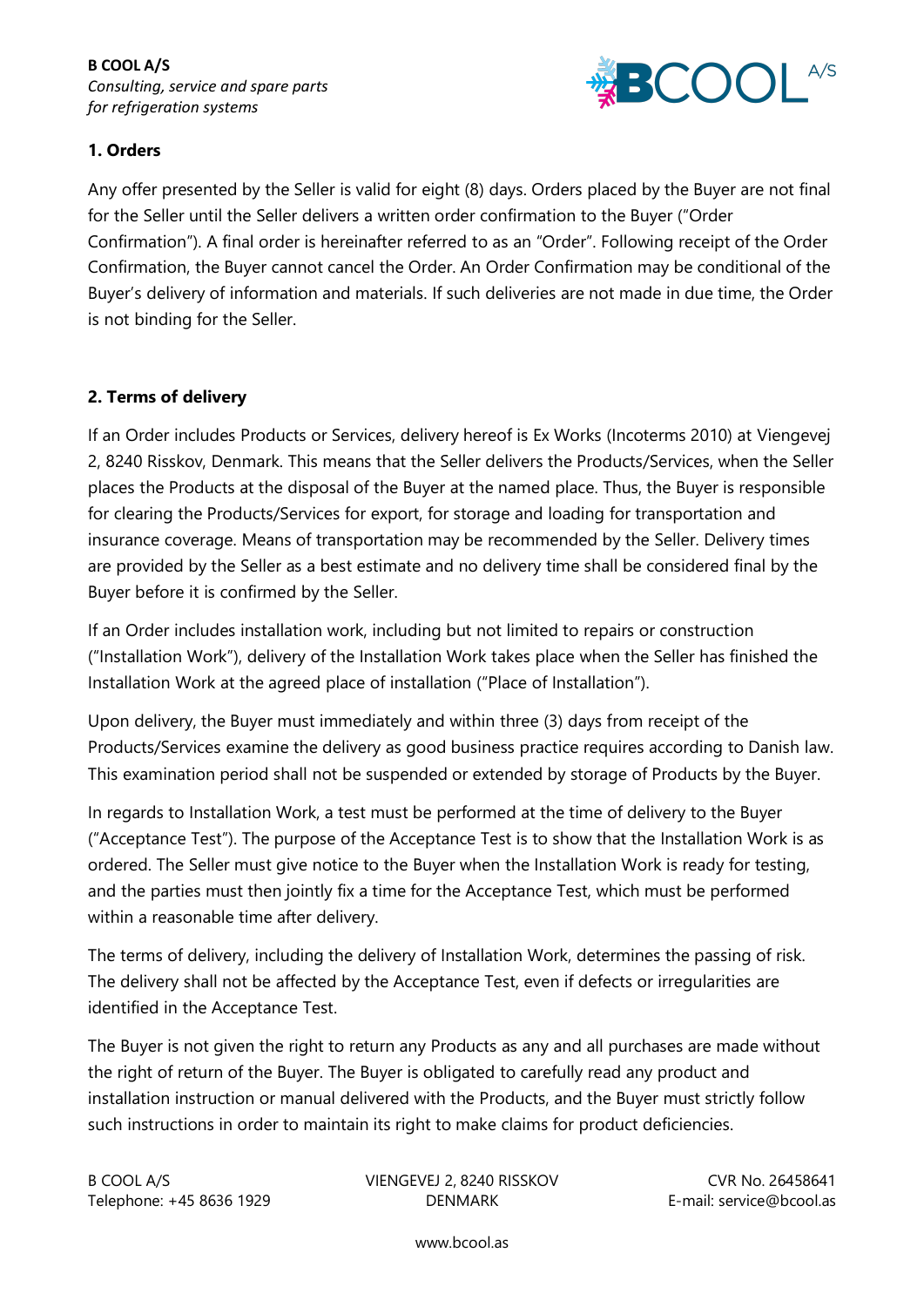## 1. Orders

Any offer presented by the Seller is valid for eight (8) days. Orders placed by the Buyer are not final for the Seller until the Seller delivers a written order confirmation to the Buyer ("Order Confirmation"). A final order is hereinafter referred to as an "Order". Following receipt of the Order Confirmation, the Buyer cannot cancel the Order. An Order Confirmation may be conditional of the Buyer's delivery of information and materials. If such deliveries are not made in due time, the Order is not binding for the Seller.

## 2. Terms of delivery

If an Order includes Products or Services, delivery hereof is Ex Works (Incoterms 2010) at Viengevej 2, 8240 Risskov, Denmark. This means that the Seller delivers the Products/Services, when the Seller places the Products at the disposal of the Buyer at the named place. Thus, the Buyer is responsible for clearing the Products/Services for export, for storage and loading for transportation and insurance coverage. Means of transportation may be recommended by the Seller. Delivery times are provided by the Seller as a best estimate and no delivery time shall be considered final by the Buyer before it is confirmed by the Seller.

If an Order includes installation work, including but not limited to repairs or construction ("Installation Work"), delivery of the Installation Work takes place when the Seller has finished the Installation Work at the agreed place of installation ("Place of Installation").

Upon delivery, the Buyer must immediately and within three (3) days from receipt of the Products/Services examine the delivery as good business practice requires according to Danish law. This examination period shall not be suspended or extended by storage of Products by the Buyer.

In regards to Installation Work, a test must be performed at the time of delivery to the Buyer ("Acceptance Test"). The purpose of the Acceptance Test is to show that the Installation Work is as ordered. The Seller must give notice to the Buyer when the Installation Work is ready for testing, and the parties must then jointly fix a time for the Acceptance Test, which must be performed within a reasonable time after delivery.

The terms of delivery, including the delivery of Installation Work, determines the passing of risk. The delivery shall not be affected by the Acceptance Test, even if defects or irregularities are identified in the Acceptance Test.

The Buyer is not given the right to return any Products as any and all purchases are made without the right of return of the Buyer. The Buyer is obligated to carefully read any product and installation instruction or manual delivered with the Products, and the Buyer must strictly follow such instructions in order to maintain its right to make claims for product deficiencies.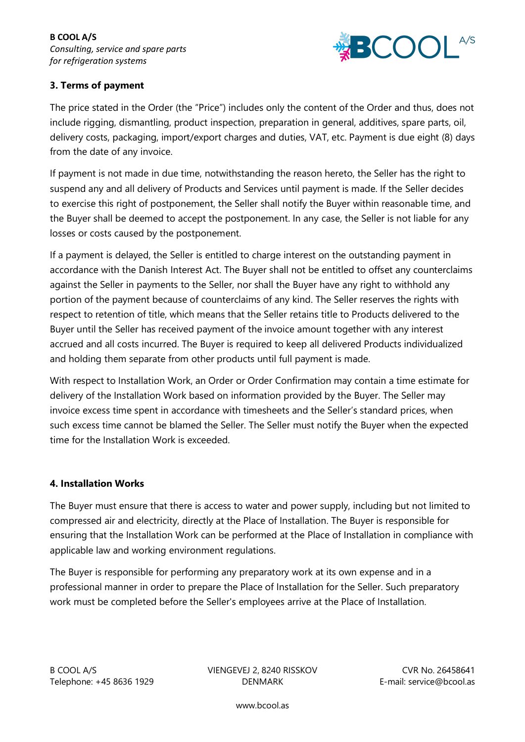## 3. Terms of payment

The price stated in the Order (the "Price") includes only the content of the Order and thus, does not include rigging, dismantling, product inspection, preparation in general, additives, spare parts, oil, delivery costs, packaging, import/export charges and duties, VAT, etc. Payment is due eight (8) days from the date of any invoice.

If payment is not made in due time, notwithstanding the reason hereto, the Seller has the right to suspend any and all delivery of Products and Services until payment is made. If the Seller decides to exercise this right of postponement, the Seller shall notify the Buyer within reasonable time, and the Buyer shall be deemed to accept the postponement. In any case, the Seller is not liable for any losses or costs caused by the postponement.

If a payment is delayed, the Seller is entitled to charge interest on the outstanding payment in accordance with the Danish Interest Act. The Buyer shall not be entitled to offset any counterclaims against the Seller in payments to the Seller, nor shall the Buyer have any right to withhold any portion of the payment because of counterclaims of any kind. The Seller reserves the rights with respect to retention of title, which means that the Seller retains title to Products delivered to the Buyer until the Seller has received payment of the invoice amount together with any interest accrued and all costs incurred. The Buyer is required to keep all delivered Products individualized and holding them separate from other products until full payment is made.

With respect to Installation Work, an Order or Order Confirmation may contain a time estimate for delivery of the Installation Work based on information provided by the Buyer. The Seller may invoice excess time spent in accordance with timesheets and the Seller's standard prices, when such excess time cannot be blamed the Seller. The Seller must notify the Buyer when the expected time for the Installation Work is exceeded.

## 4. Installation Works

The Buyer must ensure that there is access to water and power supply, including but not limited to compressed air and electricity, directly at the Place of Installation. The Buyer is responsible for ensuring that the Installation Work can be performed at the Place of Installation in compliance with applicable law and working environment regulations.

The Buyer is responsible for performing any preparatory work at its own expense and in a professional manner in order to prepare the Place of Installation for the Seller. Such preparatory work must be completed before the Seller's employees arrive at the Place of Installation.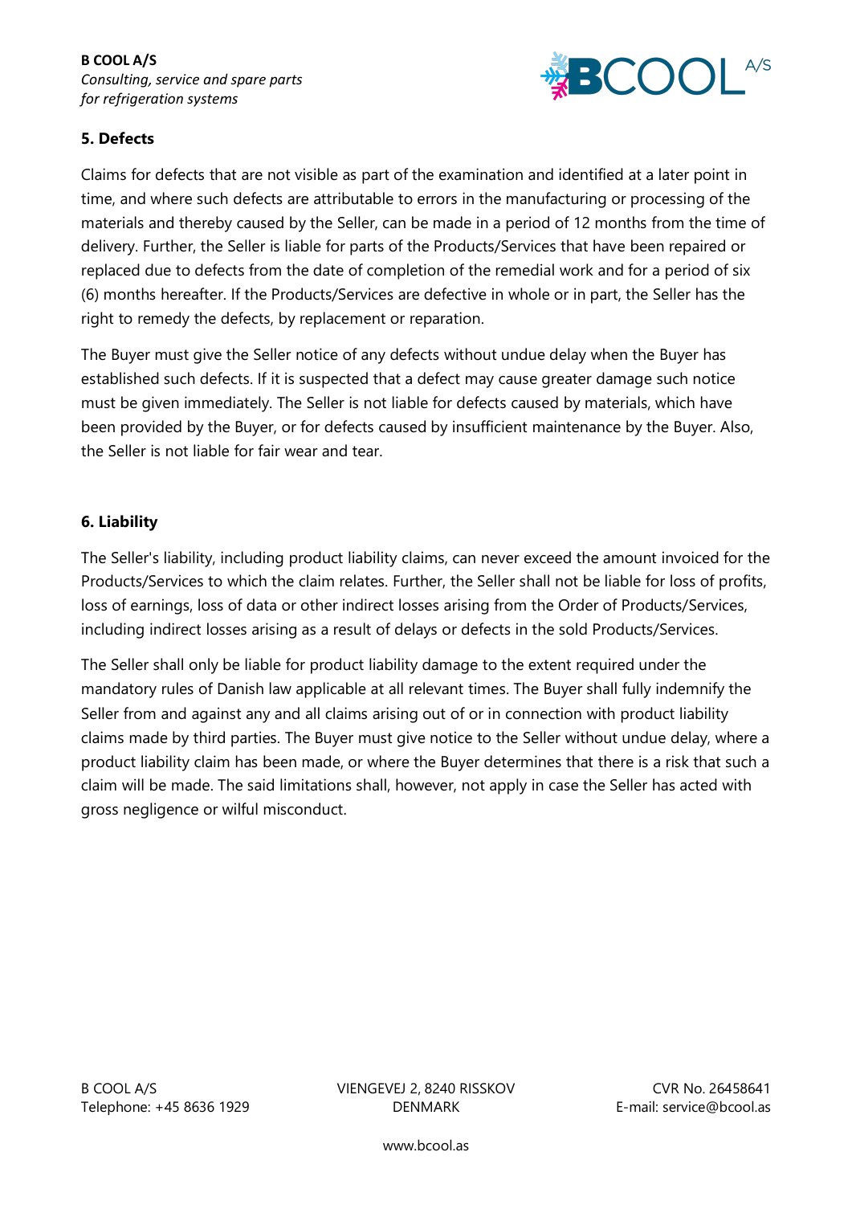## 5. Defects

Claims for defects that are not visible as part of the examination and identified at a later point in time, and where such defects are attributable to errors in the manufacturing or processing of the materials and thereby caused by the Seller, can be made in a period of 12 months from the time of delivery. Further, the Seller is liable for parts of the Products/Services that have been repaired or replaced due to defects from the date of completion of the remedial work and for a period of six (6) months hereafter. If the Products/Services are defective in whole or in part, the Seller has the right to remedy the defects, by replacement or reparation.

The Buyer must give the Seller notice of any defects without undue delay when the Buyer has established such defects. If it is suspected that a defect may cause greater damage such notice must be given immediately. The Seller is not liable for defects caused by materials, which have been provided by the Buyer, or for defects caused by insufficient maintenance by the Buyer. Also, the Seller is not liable for fair wear and tear.

## 6. Liability

The Seller's liability, including product liability claims, can never exceed the amount invoiced for the Products/Services to which the claim relates. Further, the Seller shall not be liable for loss of profits, loss of earnings, loss of data or other indirect losses arising from the Order of Products/Services, including indirect losses arising as a result of delays or defects in the sold Products/Services.

The Seller shall only be liable for product liability damage to the extent required under the mandatory rules of Danish law applicable at all relevant times. The Buyer shall fully indemnify the Seller from and against any and all claims arising out of or in connection with product liability claims made by third parties. The Buyer must give notice to the Seller without undue delay, where a product liability claim has been made, or where the Buyer determines that there is a risk that such a claim will be made. The said limitations shall, however, not apply in case the Seller has acted with gross negligence or wilful misconduct.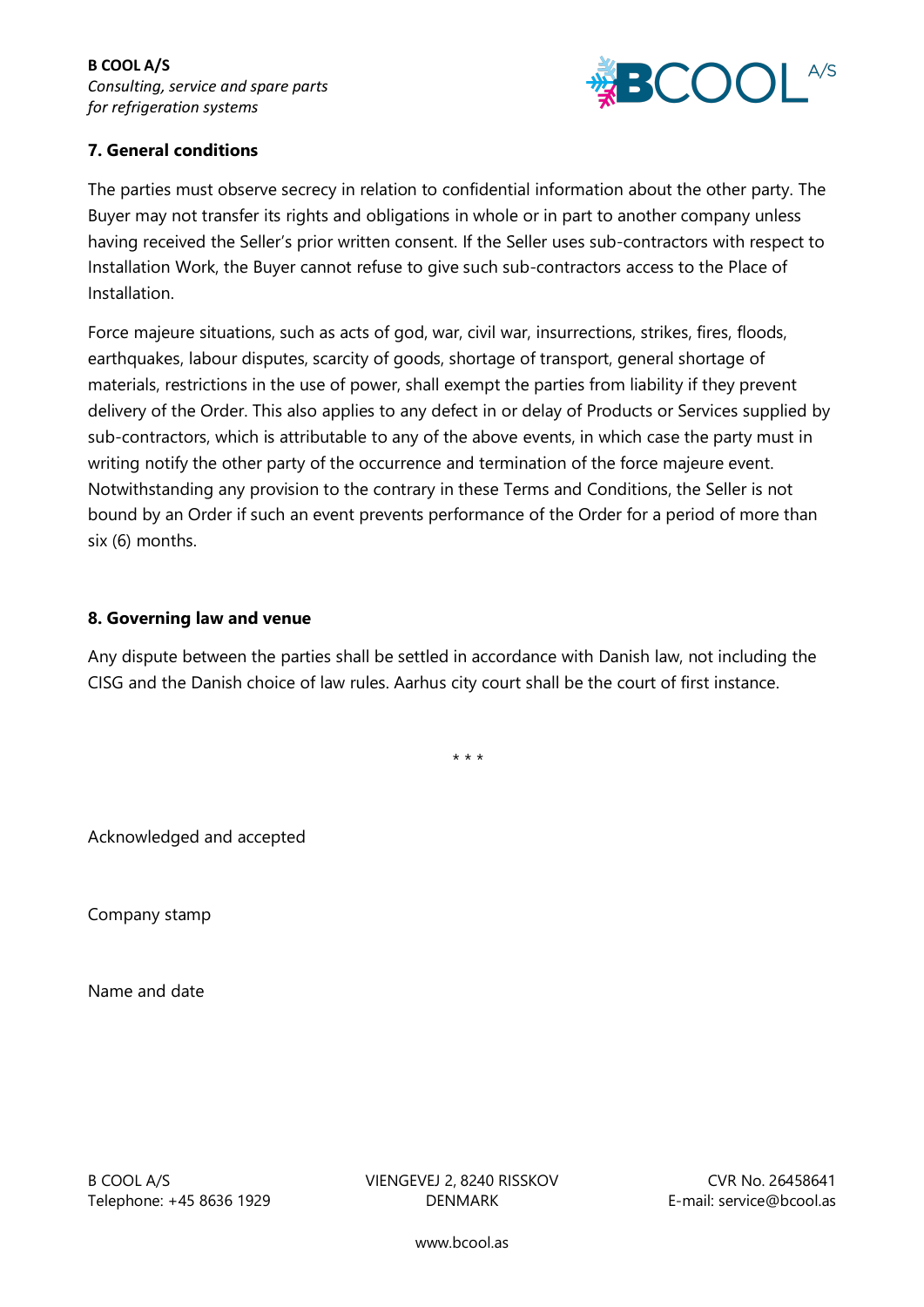## 7. General conditions

The parties must observe secrecy in relation to confidential information about the other party. The Buyer may not transfer its rights and obligations in whole or in part to another company unless having received the Seller's prior written consent. If the Seller uses sub-contractors with respect to Installation Work, the Buyer cannot refuse to give such sub-contractors access to the Place of Installation.

Force majeure situations, such as acts of god, war, civil war, insurrections, strikes, fires, floods, earthquakes, labour disputes, scarcity of goods, shortage of transport, general shortage of materials, restrictions in the use of power, shall exempt the parties from liability if they prevent delivery of the Order. This also applies to any defect in or delay of Products or Services supplied by sub-contractors, which is attributable to any of the above events, in which case the party must in writing notify the other party of the occurrence and termination of the force majeure event. Notwithstanding any provision to the contrary in these Terms and Conditions, the Seller is not bound by an Order if such an event prevents performance of the Order for a period of more than six (6) months.

## 8. Governing law and venue

Any dispute between the parties shall be settled in accordance with Danish law, not including the CISG and the Danish choice of law rules. Aarhus city court shall be the court of first instance.

\* \* \*

Acknowledged and accepted

Company stamp

Name and date